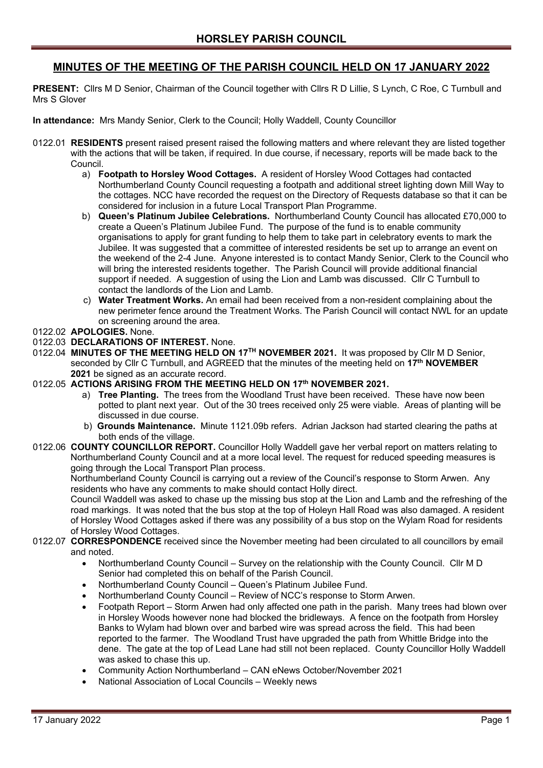# HORSLEY PARISH COUNCIL

## MINUTES OF THE MEETING OF THE PARISH COUNCIL HELD ON 17 JANUARY 2022

**PRESENT:** Cllrs M D Senior, Chairman of the Council together with Cllrs R D Lillie, S Lynch, C Roe, C Turnbull and Mrs S Glover

**In attendance:** Mrs Mandy Senior, Clerk to the Council; Holly Waddell, County Councillor

0122.01 **RESIDENTS** present raised present raised the following matters and where relevant they are listed together with the actions that will be taken, if required. In due course, if necessary, reports will be made back to the Council.

a) **Footpath to Horsley Wood Cottages.** A resident of Horsley Wood Cottages had contacted Northumberland County Council requesting a footpath and additional street lighting down Mill Way to the cottages. NCC have recorded the request on the Directory of Requests database so that it can be considered for inclusion in a future Local Transport Plan Programme.

b) **Queen's Platinum Jubilee Celebrations.** Northumberland County Council has allocated £70,000 to create a Queen's Platinum Jubilee Fund. The purpose of the fund is to enable community organisations to apply for grant funding to help them to take part in celebratory events to mark the Jubilee. It was suggested that a committee of interested residents be set up to arrange an event on the weekend of the 2-4 June. Anyone interested is to contact Mandy Senior, Clerk to the Council who will bring the interested residents together. The Parish Council will provide additional financial support if needed. A suggestion of using the Lion and Lamb was discussed. Cllr C Turnbull to contact the landlords of the Lion and Lamb.

c) **Water Treatment Works.** An email had been received from a non-resident complaining about the new perimeter fence around the Treatment Works. The Parish Council will contact NWL for an update on screening around the area.

0122.02 **APOLOGIES.** None.

0122.03 **DECLARATIONS OF INTEREST.** None.

0122.04 **MINUTES OF THE MEETING HELD ON 17TH NOVEMBER 2021.** It was proposed by Cllr M D Senior, seconded by Cllr C Turnbull, and AGREED that the minutes of the meeting held on **17th NOVEMBER 2021** be signed as an accurate record.

0122.05 **ACTIONS ARISING FROM THE MEETING HELD ON 17th NOVEMBER 2021.**

a) **Tree Planting.** The trees from the Woodland Trust have been received. These have now been potted to plant next year. Out of the 30 trees received only 25 were viable. Areas of planting will be discussed in due course.

b) **Grounds Maintenance.** Minute 1121.09b refers. Adrian Jackson had started clearing the paths at both ends of the village.

0122.06 **COUNTY COUNCILLOR REPORT.** Councillor Holly Waddell gave her verbal report on matters relating to Northumberland County Council and at a more local level. The request for reduced speeding measures is going through the Local Transport Plan process.

Northumberland County Council is carrying out a review of the Council's response to Storm Arwen. Any residents who have any comments to make should contact Holly direct.

Council Waddell was asked to chase up the missing bus stop at the Lion and Lamb and the refreshing of the road markings. It was noted that the bus stop at the top of Holeyn Hall Road was also damaged. A resident of Horsley Wood Cottages asked if there was any possibility of a bus stop on the Wylam Road for residents of Horsley Wood Cottages.

0122.07 **CORRESPONDENCE** received since the November meeting had been circulated to all councillors by email and noted.

- Northumberland County Council – Survey on the relationship with the County Council. Cllr M D Senior had completed this on behalf of the Parish Council.
- Northumberland County Council – Queen's Platinum Jubilee Fund.
- Northumberland County Council – Review of NCC's response to Storm Arwen.
- Footpath Report – Storm Arwen had only affected one path in the parish. Many trees had blown over in Horsley Woods however none had blocked the bridleways. A fence on the footpath from Horsley Banks to Wylam had blown over and barbed wire was spread across the field. This had been reported to the farmer. The Woodland Trust have upgraded the path from Whittle Bridge into the dene. The gate at the top of Lead Lane had still not been replaced. County Councillor Holly Waddell was asked to chase this up.
- Community Action Northumberland – CAN eNews October/November 2021
- National Association of Local Councils – Weekly news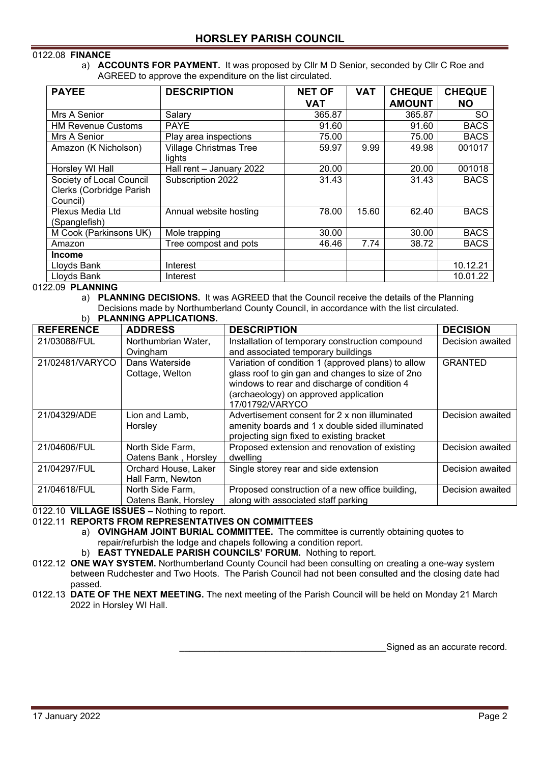0122.08 **FINANCE**

a) **ACCOUNTS FOR PAYMENT.** It was proposed by Cllr M D Senior, seconded by Cllr C Roe and AGREED to approve the expenditure on the list circulated.

| PAYEE | DESCRIPTION | NET OF VAT | VAT | CHEQUE AMOUNT | CHEQUE NO |
|---|---|---|---|---|---|
| Mrs A Senior | Salary | 365.87 | | 365.87 | SO |
| HM Revenue Customs | PAYE | 91.60 | | 91.60 | BACS |
| Mrs A Senior | Play area inspections | 75.00 | | 75.00 | BACS |
| Amazon (K Nicholson) | Village Christmas Tree lights | 59.97 | 9.99 | 49.98 | 001017 |
| Horsley WI Hall | Hall rent – January 2022 | 20.00 | | 20.00 | 001018 |
| Society of Local Council Clerks (Corbridge Parish Council) | Subscription 2022 | 31.43 | | 31.43 | BACS |
| Plexus Media Ltd (Spanglefish) | Annual website hosting | 78.00 | 15.60 | 62.40 | BACS |
| M Cook (Parkinsons UK) | Mole trapping | 30.00 | | 30.00 | BACS |
| Amazon | Tree compost and pots | 46.46 | 7.74 | 38.72 | BACS |
| **Income** | | | | | |
| Lloyds Bank | Interest | | | | 10.12.21 |
| Lloyds Bank | Interest | | | | 10.01.22 |

0122.09 **PLANNING**

a) **PLANNING DECISIONS.** It was AGREED that the Council receive the details of the Planning Decisions made by Northumberland County Council, in accordance with the list circulated.

b) **PLANNING APPLICATIONS.**

| REFERENCE | ADDRESS | DESCRIPTION | DECISION |
|---|---|---|---|
| 21/03088/FUL | Northumbrian Water, Ovingham | Installation of temporary construction compound and associated temporary buildings | Decision awaited |
| 21/02481/VARYCO | Dans Waterside Cottage, Welton | Variation of condition 1 (approved plans) to allow glass roof to gin gan and changes to size of 2no windows to rear and discharge of condition 4 (archaeology) on approved application 17/01792/VARYCO | GRANTED |
| 21/04329/ADE | Lion and Lamb, Horsley | Advertisement consent for 2 x non illuminated amenity boards and 1 x double sided illuminated projecting sign fixed to existing bracket | Decision awaited |
| 21/04606/FUL | North Side Farm, Oatens Bank , Horsley | Proposed extension and renovation of existing dwelling | Decision awaited |
| 21/04297/FUL | Orchard House, Laker Hall Farm, Newton | Single storey rear and side extension | Decision awaited |
| 21/04618/FUL | North Side Farm, Oatens Bank, Horsley | Proposed construction of a new office building, along with associated staff parking | Decision awaited |

0122.10 **VILLAGE ISSUES –** Nothing to report.

0122.11 **REPORTS FROM REPRESENTATIVES ON COMMITTEES**

a) **OVINGHAM JOINT BURIAL COMMITTEE.** The committee is currently obtaining quotes to repair/refurbish the lodge and chapels following a condition report.

b) **EAST TYNEDALE PARISH COUNCILS' FORUM.** Nothing to report.

0122.12 **ONE WAY SYSTEM.** Northumberland County Council had been consulting on creating a one-way system between Rudchester and Two Hoots. The Parish Council had not been consulted and the closing date had passed.

0122.13 **DATE OF THE NEXT MEETING.** The next meeting of the Parish Council will be held on Monday 21 March 2022 in Horsley WI Hall.

\_\_\_\_\_\_\_\_\_\_\_\_\_\_\_\_\_\_\_\_\_\_\_\_\_\_\_\_\_\_\_\_\_\_\_\_\_\_\_\_ Signed as an accurate record.